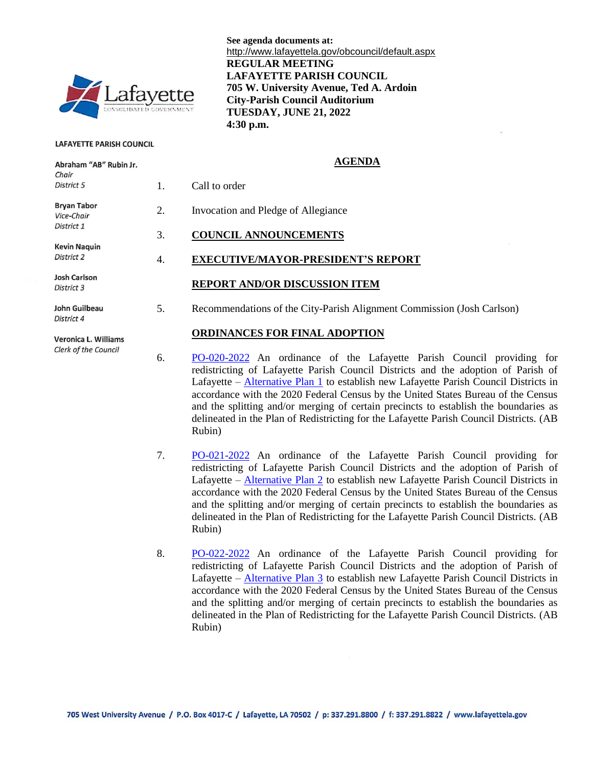See agenda documents at:
http://www.lafayettela.gov/obcouncil/default.aspx

**REGULAR MEETING**
**LAFAYETTE PARISH COUNCIL**
**705 W. University Avenue, Ted A. Ardoin**
**City-Parish Council Auditorium**
**TUESDAY, JUNE 21, 2022**
**4:30 p.m.**

**LAFAYETTE PARISH COUNCIL**

**Abraham "AB" Rubin Jr.**
*Chair*
*District 5*

**Bryan Tabor**
*Vice-Chair*
*District 1*

**Kevin Naquin**
*District 2*

**Josh Carlson**
*District 3*

**John Guilbeau**
*District 4*

**Veronica L. Williams**
*Clerk of the Council*

## AGENDA

1. Call to order

2. Invocation and Pledge of Allegiance

3. **COUNCIL ANNOUNCEMENTS**

4. **EXECUTIVE/MAYOR-PRESIDENT'S REPORT**

**REPORT AND/OR DISCUSSION ITEM**

5. Recommendations of the City-Parish Alignment Commission (Josh Carlson)

**ORDINANCES FOR FINAL ADOPTION**

6. PO-020-2022 An ordinance of the Lafayette Parish Council providing for redistricting of Lafayette Parish Council Districts and the adoption of Parish of Lafayette – Alternative Plan 1 to establish new Lafayette Parish Council Districts in accordance with the 2020 Federal Census by the United States Bureau of the Census and the splitting and/or merging of certain precincts to establish the boundaries as delineated in the Plan of Redistricting for the Lafayette Parish Council Districts. (AB Rubin)

7. PO-021-2022 An ordinance of the Lafayette Parish Council providing for redistricting of Lafayette Parish Council Districts and the adoption of Parish of Lafayette – Alternative Plan 2 to establish new Lafayette Parish Council Districts in accordance with the 2020 Federal Census by the United States Bureau of the Census and the splitting and/or merging of certain precincts to establish the boundaries as delineated in the Plan of Redistricting for the Lafayette Parish Council Districts. (AB Rubin)

8. PO-022-2022 An ordinance of the Lafayette Parish Council providing for redistricting of Lafayette Parish Council Districts and the adoption of Parish of Lafayette – Alternative Plan 3 to establish new Lafayette Parish Council Districts in accordance with the 2020 Federal Census by the United States Bureau of the Census and the splitting and/or merging of certain precincts to establish the boundaries as delineated in the Plan of Redistricting for the Lafayette Parish Council Districts. (AB Rubin)

705 West University Avenue / P.O. Box 4017-C / Lafayette, LA 70502 / p: 337.291.8800 / f: 337.291.8822 / www.lafayettela.gov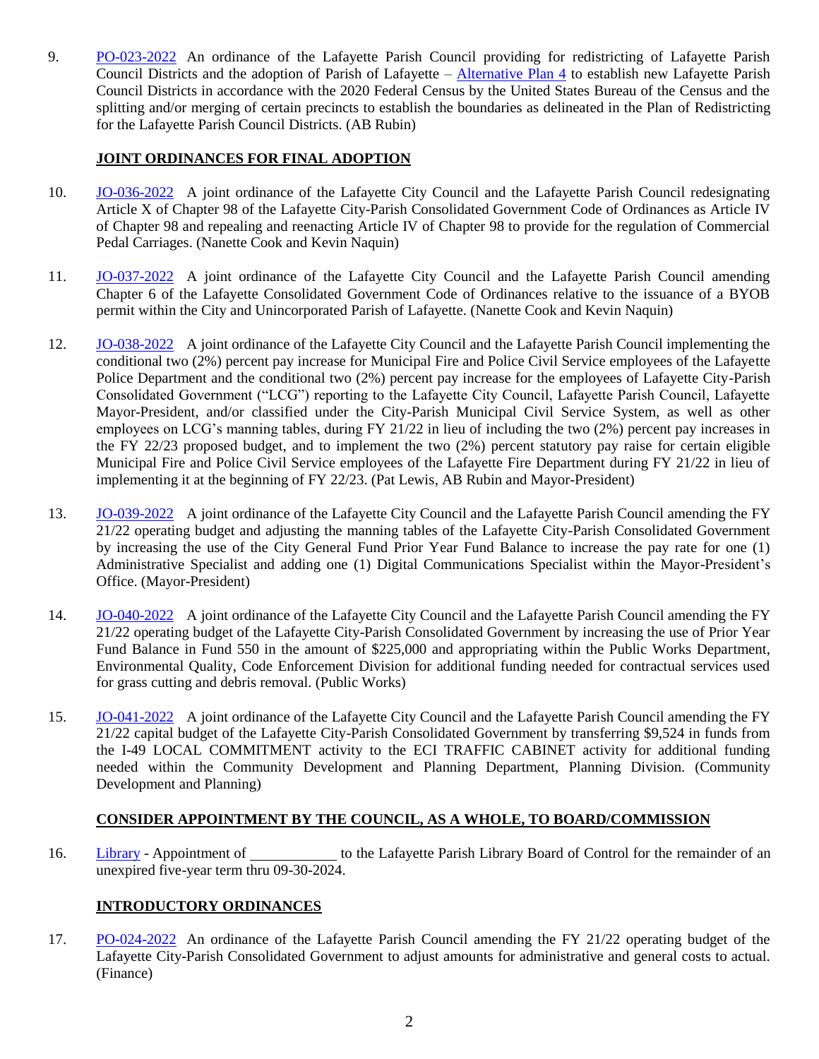9. PO-023-2022 An ordinance of the Lafayette Parish Council providing for redistricting of Lafayette Parish Council Districts and the adoption of Parish of Lafayette – Alternative Plan 4 to establish new Lafayette Parish Council Districts in accordance with the 2020 Federal Census by the United States Bureau of the Census and the splitting and/or merging of certain precincts to establish the boundaries as delineated in the Plan of Redistricting for the Lafayette Parish Council Districts. (AB Rubin)

**JOINT ORDINANCES FOR FINAL ADOPTION**

10. JO-036-2022 A joint ordinance of the Lafayette City Council and the Lafayette Parish Council redesignating Article X of Chapter 98 of the Lafayette City-Parish Consolidated Government Code of Ordinances as Article IV of Chapter 98 and repealing and reenacting Article IV of Chapter 98 to provide for the regulation of Commercial Pedal Carriages. (Nanette Cook and Kevin Naquin)

11. JO-037-2022 A joint ordinance of the Lafayette City Council and the Lafayette Parish Council amending Chapter 6 of the Lafayette Consolidated Government Code of Ordinances relative to the issuance of a BYOB permit within the City and Unincorporated Parish of Lafayette. (Nanette Cook and Kevin Naquin)

12. JO-038-2022 A joint ordinance of the Lafayette City Council and the Lafayette Parish Council implementing the conditional two (2%) percent pay increase for Municipal Fire and Police Civil Service employees of the Lafayette Police Department and the conditional two (2%) percent pay increase for the employees of Lafayette City-Parish Consolidated Government ("LCG") reporting to the Lafayette City Council, Lafayette Parish Council, Lafayette Mayor-President, and/or classified under the City-Parish Municipal Civil Service System, as well as other employees on LCG's manning tables, during FY 21/22 in lieu of including the two (2%) percent pay increases in the FY 22/23 proposed budget, and to implement the two (2%) percent statutory pay raise for certain eligible Municipal Fire and Police Civil Service employees of the Lafayette Fire Department during FY 21/22 in lieu of implementing it at the beginning of FY 22/23. (Pat Lewis, AB Rubin and Mayor-President)

13. JO-039-2022 A joint ordinance of the Lafayette City Council and the Lafayette Parish Council amending the FY 21/22 operating budget and adjusting the manning tables of the Lafayette City-Parish Consolidated Government by increasing the use of the City General Fund Prior Year Fund Balance to increase the pay rate for one (1) Administrative Specialist and adding one (1) Digital Communications Specialist within the Mayor-President's Office. (Mayor-President)

14. JO-040-2022 A joint ordinance of the Lafayette City Council and the Lafayette Parish Council amending the FY 21/22 operating budget of the Lafayette City-Parish Consolidated Government by increasing the use of Prior Year Fund Balance in Fund 550 in the amount of $225,000 and appropriating within the Public Works Department, Environmental Quality, Code Enforcement Division for additional funding needed for contractual services used for grass cutting and debris removal. (Public Works)

15. JO-041-2022 A joint ordinance of the Lafayette City Council and the Lafayette Parish Council amending the FY 21/22 capital budget of the Lafayette City-Parish Consolidated Government by transferring $9,524 in funds from the I-49 LOCAL COMMITMENT activity to the ECI TRAFFIC CABINET activity for additional funding needed within the Community Development and Planning Department, Planning Division. (Community Development and Planning)

**CONSIDER APPOINTMENT BY THE COUNCIL, AS A WHOLE, TO BOARD/COMMISSION**

16. Library - Appointment of ____________ to the Lafayette Parish Library Board of Control for the remainder of an unexpired five-year term thru 09-30-2024.

**INTRODUCTORY ORDINANCES**

17. PO-024-2022 An ordinance of the Lafayette Parish Council amending the FY 21/22 operating budget of the Lafayette City-Parish Consolidated Government to adjust amounts for administrative and general costs to actual. (Finance)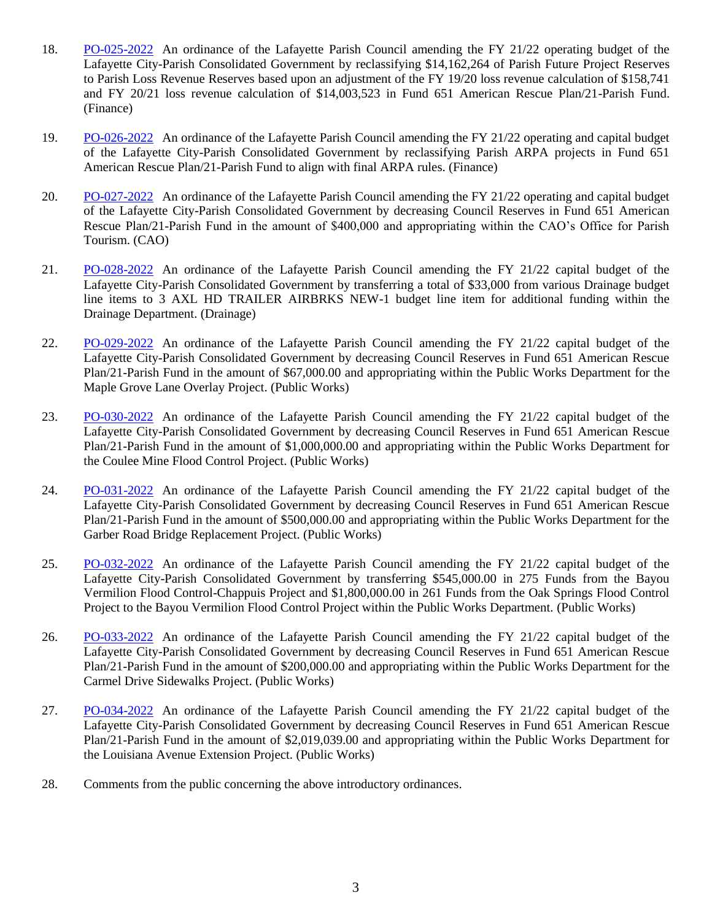18. PO-025-2022 An ordinance of the Lafayette Parish Council amending the FY 21/22 operating budget of the Lafayette City-Parish Consolidated Government by reclassifying $14,162,264 of Parish Future Project Reserves to Parish Loss Revenue Reserves based upon an adjustment of the FY 19/20 loss revenue calculation of $158,741 and FY 20/21 loss revenue calculation of $14,003,523 in Fund 651 American Rescue Plan/21-Parish Fund. (Finance)

19. PO-026-2022 An ordinance of the Lafayette Parish Council amending the FY 21/22 operating and capital budget of the Lafayette City-Parish Consolidated Government by reclassifying Parish ARPA projects in Fund 651 American Rescue Plan/21-Parish Fund to align with final ARPA rules. (Finance)

20. PO-027-2022 An ordinance of the Lafayette Parish Council amending the FY 21/22 operating and capital budget of the Lafayette City-Parish Consolidated Government by decreasing Council Reserves in Fund 651 American Rescue Plan/21-Parish Fund in the amount of $400,000 and appropriating within the CAO's Office for Parish Tourism. (CAO)

21. PO-028-2022 An ordinance of the Lafayette Parish Council amending the FY 21/22 capital budget of the Lafayette City-Parish Consolidated Government by transferring a total of $33,000 from various Drainage budget line items to 3 AXL HD TRAILER AIRBRKS NEW-1 budget line item for additional funding within the Drainage Department. (Drainage)

22. PO-029-2022 An ordinance of the Lafayette Parish Council amending the FY 21/22 capital budget of the Lafayette City-Parish Consolidated Government by decreasing Council Reserves in Fund 651 American Rescue Plan/21-Parish Fund in the amount of $67,000.00 and appropriating within the Public Works Department for the Maple Grove Lane Overlay Project. (Public Works)

23. PO-030-2022 An ordinance of the Lafayette Parish Council amending the FY 21/22 capital budget of the Lafayette City-Parish Consolidated Government by decreasing Council Reserves in Fund 651 American Rescue Plan/21-Parish Fund in the amount of $1,000,000.00 and appropriating within the Public Works Department for the Coulee Mine Flood Control Project. (Public Works)

24. PO-031-2022 An ordinance of the Lafayette Parish Council amending the FY 21/22 capital budget of the Lafayette City-Parish Consolidated Government by decreasing Council Reserves in Fund 651 American Rescue Plan/21-Parish Fund in the amount of $500,000.00 and appropriating within the Public Works Department for the Garber Road Bridge Replacement Project. (Public Works)

25. PO-032-2022 An ordinance of the Lafayette Parish Council amending the FY 21/22 capital budget of the Lafayette City-Parish Consolidated Government by transferring $545,000.00 in 275 Funds from the Bayou Vermilion Flood Control-Chappuis Project and $1,800,000.00 in 261 Funds from the Oak Springs Flood Control Project to the Bayou Vermilion Flood Control Project within the Public Works Department. (Public Works)

26. PO-033-2022 An ordinance of the Lafayette Parish Council amending the FY 21/22 capital budget of the Lafayette City-Parish Consolidated Government by decreasing Council Reserves in Fund 651 American Rescue Plan/21-Parish Fund in the amount of $200,000.00 and appropriating within the Public Works Department for the Carmel Drive Sidewalks Project. (Public Works)

27. PO-034-2022 An ordinance of the Lafayette Parish Council amending the FY 21/22 capital budget of the Lafayette City-Parish Consolidated Government by decreasing Council Reserves in Fund 651 American Rescue Plan/21-Parish Fund in the amount of $2,019,039.00 and appropriating within the Public Works Department for the Louisiana Avenue Extension Project. (Public Works)

28. Comments from the public concerning the above introductory ordinances.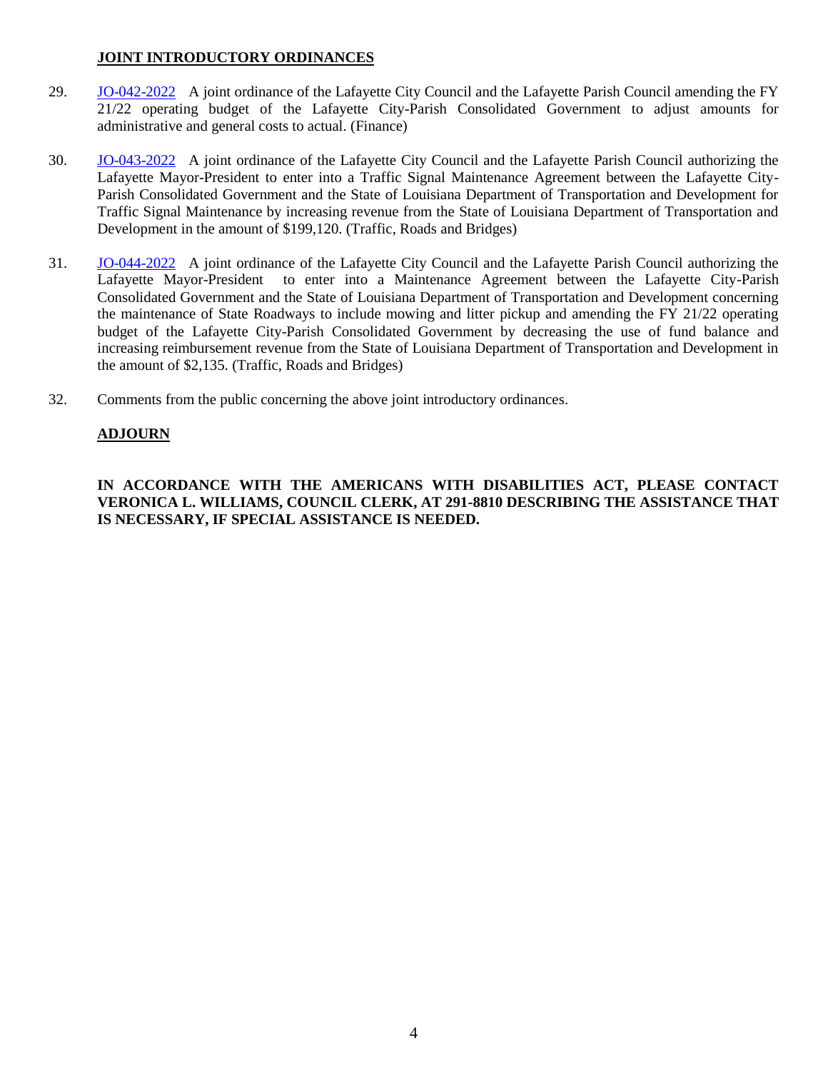## JOINT INTRODUCTORY ORDINANCES

29. JO-042-2022 A joint ordinance of the Lafayette City Council and the Lafayette Parish Council amending the FY 21/22 operating budget of the Lafayette City-Parish Consolidated Government to adjust amounts for administrative and general costs to actual. (Finance)

30. JO-043-2022 A joint ordinance of the Lafayette City Council and the Lafayette Parish Council authorizing the Lafayette Mayor-President to enter into a Traffic Signal Maintenance Agreement between the Lafayette City-Parish Consolidated Government and the State of Louisiana Department of Transportation and Development for Traffic Signal Maintenance by increasing revenue from the State of Louisiana Department of Transportation and Development in the amount of $199,120. (Traffic, Roads and Bridges)

31. JO-044-2022 A joint ordinance of the Lafayette City Council and the Lafayette Parish Council authorizing the Lafayette Mayor-President to enter into a Maintenance Agreement between the Lafayette City-Parish Consolidated Government and the State of Louisiana Department of Transportation and Development concerning the maintenance of State Roadways to include mowing and litter pickup and amending the FY 21/22 operating budget of the Lafayette City-Parish Consolidated Government by decreasing the use of fund balance and increasing reimbursement revenue from the State of Louisiana Department of Transportation and Development in the amount of $2,135. (Traffic, Roads and Bridges)

32. Comments from the public concerning the above joint introductory ordinances.

## ADJOURN

**IN ACCORDANCE WITH THE AMERICANS WITH DISABILITIES ACT, PLEASE CONTACT VERONICA L. WILLIAMS, COUNCIL CLERK, AT 291-8810 DESCRIBING THE ASSISTANCE THAT IS NECESSARY, IF SPECIAL ASSISTANCE IS NEEDED.**